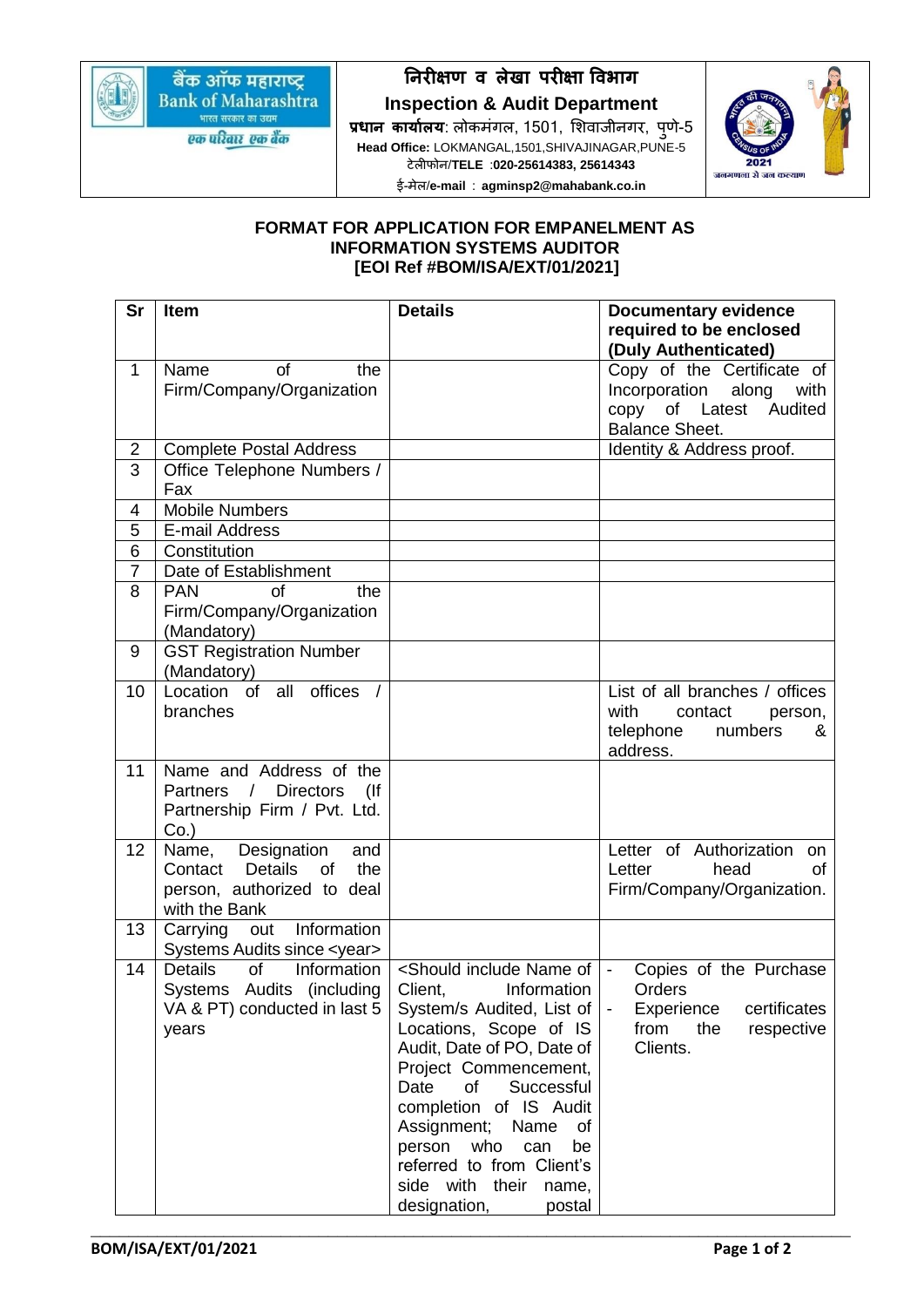निरीक्षण व लेखा परीक्षा विभाग

**Inspection & Audit Department**

**प्रधान कार्यालय**: लोकमंगल, 1501, शिवाजीनगर, पुणे-5

**Head Office:** LOKMANGAL,1501,SHIVAJINAGAR,PUNE-5

टेलीफोन/**TELE** :**020-25614383, 25614343**

ई-मेल/**e-mail** : **agminsp2@mahabank.co.in**

**FORMAT FOR APPLICATION FOR EMPANELMENT AS INFORMATION SYSTEMS AUDITOR [EOI Ref #BOM/ISA/EXT/01/2021]**

| Sr | Item | Details | Documentary evidence required to be enclosed (Duly Authenticated) |
|---|---|---|---|
| 1 | Name of the Firm/Company/Organization | | Copy of the Certificate of Incorporation along with copy of Latest Audited Balance Sheet. |
| 2 | Complete Postal Address | | Identity & Address proof. |
| 3 | Office Telephone Numbers / Fax | | |
| 4 | Mobile Numbers | | |
| 5 | E-mail Address | | |
| 6 | Constitution | | |
| 7 | Date of Establishment | | |
| 8 | PAN of the Firm/Company/Organization (Mandatory) | | |
| 9 | GST Registration Number (Mandatory) | | |
| 10 | Location of all offices / branches | | List of all branches / offices with contact person, telephone numbers & address. |
| 11 | Name and Address of the Partners / Directors (If Partnership Firm / Pvt. Ltd. Co.) | | |
| 12 | Name, Designation and Contact Details of the person, authorized to deal with the Bank | | Letter of Authorization on Letter head of Firm/Company/Organization. |
| 13 | Carrying out Information Systems Audits since <year> | | |
| 14 | Details of Information Systems Audits (including VA & PT) conducted in last 5 years | <Should include Name of Client, Information System/s Audited, List of Locations, Scope of IS Audit, Date of PO, Date of Project Commencement, Date of Successful completion of IS Audit Assignment; Name of person who can be referred to from Client's side with their name, designation, postal | - Copies of the Purchase Orders<br>- Experience certificates from the respective Clients. |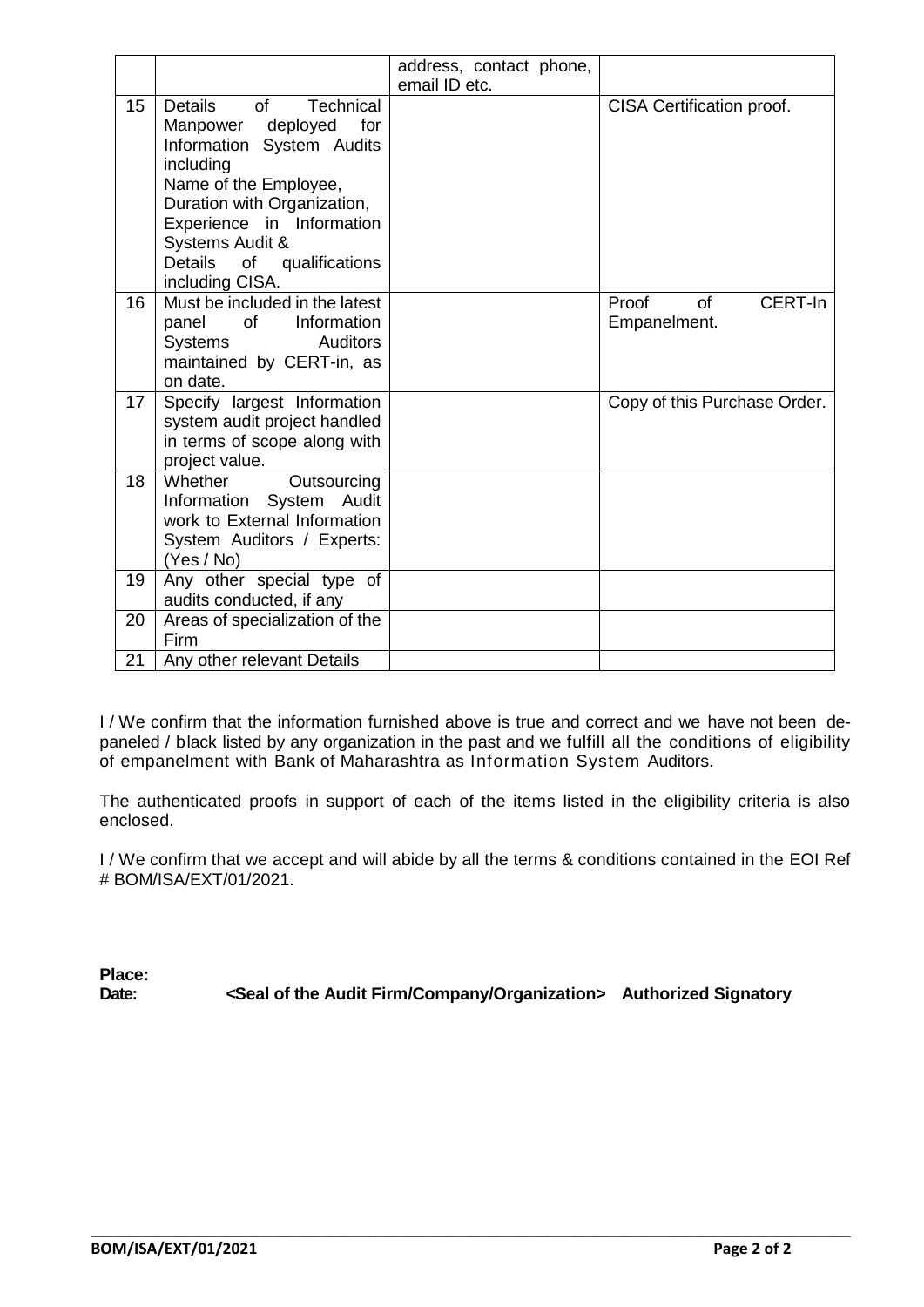| | | | |
|---|---|---|---|
| | | address, contact phone, email ID etc. | |
| 15 | Details of Technical Manpower deployed for Information System Audits including Name of the Employee, Duration with Organization, Experience in Information Systems Audit & Details of qualifications including CISA. | | CISA Certification proof. |
| 16 | Must be included in the latest panel of Information Systems Auditors maintained by CERT-in, as on date. | | Proof of CERT-In Empanelment. |
| 17 | Specify largest Information system audit project handled in terms of scope along with project value. | | Copy of this Purchase Order. |
| 18 | Whether Outsourcing Information System Audit work to External Information System Auditors / Experts: (Yes / No) | | |
| 19 | Any other special type of audits conducted, if any | | |
| 20 | Areas of specialization of the Firm | | |
| 21 | Any other relevant Details | | |

I / We confirm that the information furnished above is true and correct and we have not been de-paneled / black listed by any organization in the past and we fulfill all the conditions of eligibility of empanelment with Bank of Maharashtra as Information System Auditors.

The authenticated proofs in support of each of the items listed in the eligibility criteria is also enclosed.

I / We confirm that we accept and will abide by all the terms & conditions contained in the EOI Ref # BOM/ISA/EXT/01/2021.

**Place:**
**Date:** **<Seal of the Audit Firm/Company/Organization> Authorized Signatory**